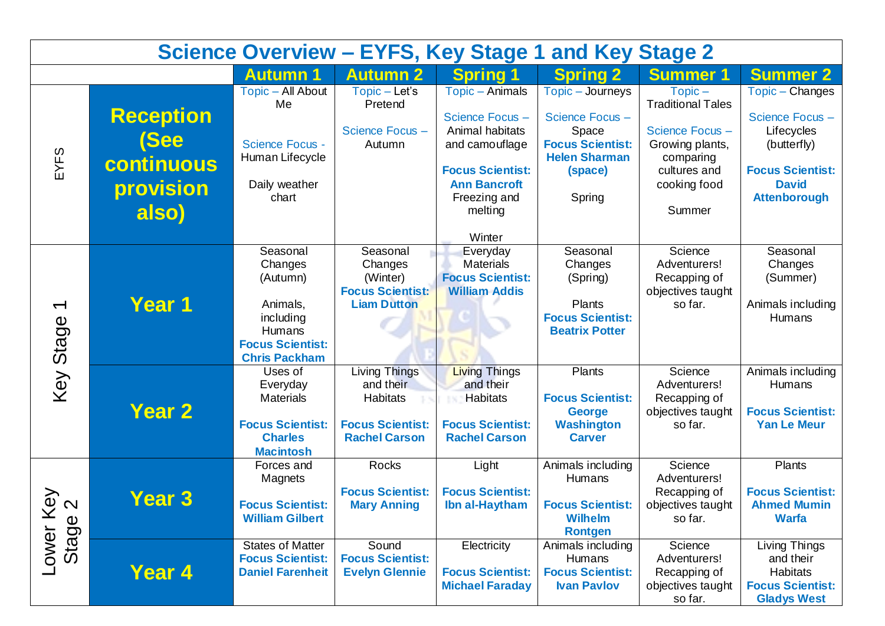# Science Overview – EYFS, Key Stage 1 and Key Stage 2

| | | Autumn 1 | Autumn 2 | Spring 1 | Spring 2 | Summer 1 | Summer 2 |
|---|---|---|---|---|---|---|---|
| EYFS | **Reception (See continuous provision also)** | Topic – All About Me<br><br>Science Focus - Human Lifecycle<br><br>Daily weather chart | Topic – Let's Pretend<br><br>Science Focus – Autumn | Topic – Animals<br><br>Science Focus – Animal habitats and camouflage<br><br>**Focus Scientist: Ann Bancroft**<br>Freezing and melting<br><br>Winter | Topic – Journeys<br><br>Science Focus – Space<br>**Focus Scientist: Helen Sharman (space)**<br><br>Spring | Topic – Traditional Tales<br><br>Science Focus – Growing plants, comparing cultures and cooking food<br><br>Summer | Topic – Changes<br><br>Science Focus – Lifecycles (butterfly)<br><br>**Focus Scientist: David Attenborough** |
| Key Stage 1 | **Year 1** | Seasonal Changes (Autumn)<br><br>Animals, including Humans<br>**Focus Scientist: Chris Packham** | Seasonal Changes (Winter)<br>**Focus Scientist: Liam Dutton** | Everyday Materials<br>**Focus Scientist: William Addis** | Seasonal Changes (Spring)<br><br>Plants<br>**Focus Scientist: Beatrix Potter** | Science Adventurers! Recapping of objectives taught so far. | Seasonal Changes (Summer)<br><br>Animals including Humans |
| | **Year 2** | Uses of Everyday Materials<br><br>**Focus Scientist: Charles Macintosh** | Living Things and their Habitats<br><br>**Focus Scientist: Rachel Carson** | Living Things and their Habitats<br><br>**Focus Scientist: Rachel Carson** | Plants<br><br>**Focus Scientist: George Washington Carver** | Science Adventurers! Recapping of objectives taught so far. | Animals including Humans<br><br>**Focus Scientist: Yan Le Meur** |
| Lower Key Stage 2 | **Year 3** | Forces and Magnets<br><br>**Focus Scientist: William Gilbert** | Rocks<br><br>**Focus Scientist: Mary Anning** | Light<br><br>**Focus Scientist: Ibn al-Haytham** | Animals including Humans<br><br>**Focus Scientist: Wilhelm Rontgen** | Science Adventurers! Recapping of objectives taught so far. | Plants<br><br>**Focus Scientist: Ahmed Mumin Warfa** |
| | **Year 4** | States of Matter<br>**Focus Scientist: Daniel Farenheit** | Sound<br>**Focus Scientist: Evelyn Glennie** | Electricity<br><br>**Focus Scientist: Michael Faraday** | Animals including Humans<br>**Focus Scientist: Ivan Pavlov** | Science Adventurers! Recapping of objectives taught so far. | Living Things and their Habitats<br>**Focus Scientist: Gladys West** |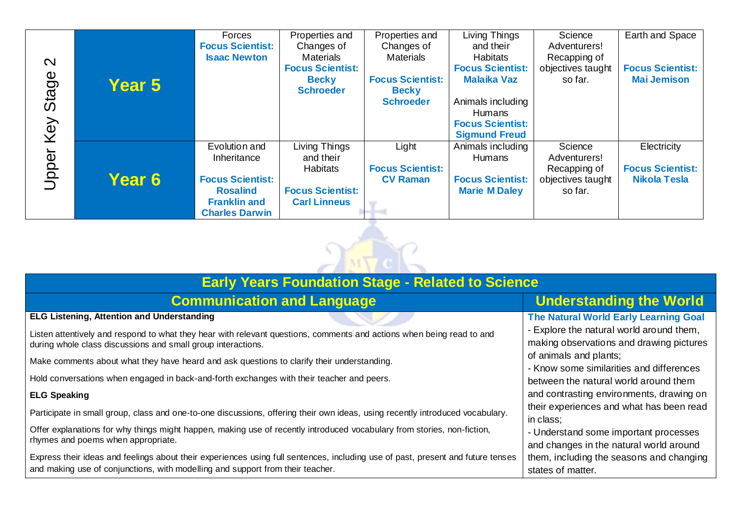| Upper Key Stage 2 | | | | | | | |
|---|---|---|---|---|---|---|---|
| | **Year 5** | Forces<br>**Focus Scientist: Isaac Newton** | Properties and Changes of Materials<br>**Focus Scientist: Becky Schroeder** | Properties and Changes of Materials<br>**Focus Scientist: Becky Schroeder** | Living Things and their Habitats<br>**Focus Scientist: Malaika Vaz**<br>Animals including Humans<br>**Focus Scientist: Sigmund Freud** | Science Adventurers! Recapping of objectives taught so far. | Earth and Space<br>**Focus Scientist: Mai Jemison** |
| | **Year 6** | Evolution and Inheritance<br>**Focus Scientist: Rosalind Franklin and Charles Darwin** | Living Things and their Habitats<br>**Focus Scientist: Carl Linneus** | Light<br>**Focus Scientist: CV Raman** | Animals including Humans<br>**Focus Scientist: Marie M Daley** | Science Adventurers! Recapping of objectives taught so far. | Electricity<br>**Focus Scientist: Nikola Tesla** |

| Early Years Foundation Stage - Related to Science | |
|---|---|
| **Communication and Language** | **Understanding the World** |
| **ELG Listening, Attention and Understanding**<br>Listen attentively and respond to what they hear with relevant questions, comments and actions when being read to and during whole class discussions and small group interactions.<br>Make comments about what they have heard and ask questions to clarify their understanding.<br>Hold conversations when engaged in back-and-forth exchanges with their teacher and peers.<br>**ELG Speaking**<br>Participate in small group, class and one-to-one discussions, offering their own ideas, using recently introduced vocabulary.<br>Offer explanations for why things might happen, making use of recently introduced vocabulary from stories, non-fiction, rhymes and poems when appropriate.<br>Express their ideas and feelings about their experiences using full sentences, including use of past, present and future tenses and making use of conjunctions, with modelling and support from their teacher. | **The Natural World Early Learning Goal**<br>- Explore the natural world around them, making observations and drawing pictures of animals and plants;<br>- Know some similarities and differences between the natural world around them and contrasting environments, drawing on their experiences and what has been read in class;<br>- Understand some important processes and changes in the natural world around them, including the seasons and changing states of matter. |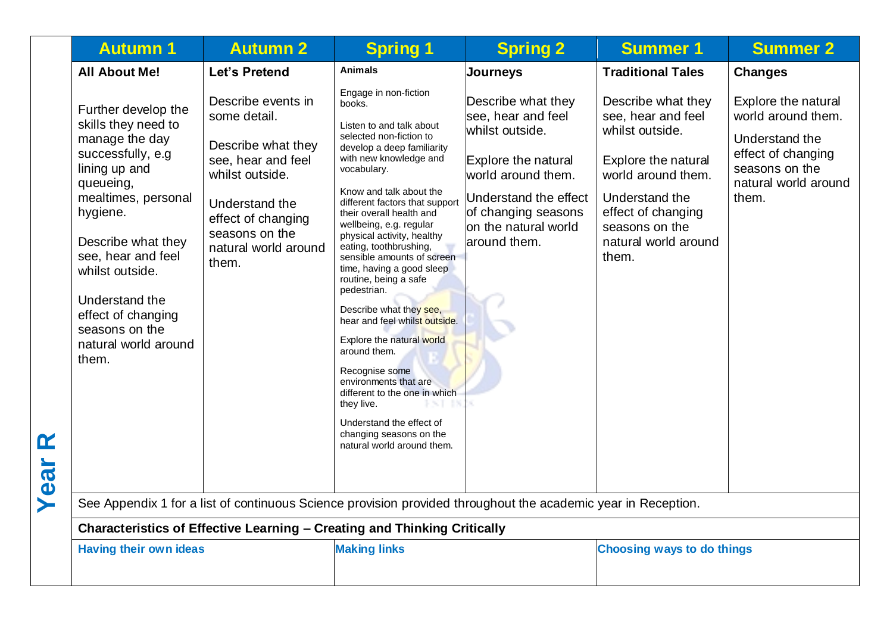| Year R | Autumn 1 | Autumn 2 | Spring 1 | Spring 2 | Summer 1 | Summer 2 |
|---|---|---|---|---|---|---|
| | **All About Me!**<br><br>Further develop the skills they need to manage the day successfully, e.g lining up and queueing, mealtimes, personal hygiene.<br><br>Describe what they see, hear and feel whilst outside.<br><br>Understand the effect of changing seasons on the natural world around them. | **Let's Pretend**<br><br>Describe events in some detail.<br><br>Describe what they see, hear and feel whilst outside.<br><br>Understand the effect of changing seasons on the natural world around them. | **Animals**<br><br>Engage in non-fiction books.<br><br>Listen to and talk about selected non-fiction to develop a deep familiarity with new knowledge and vocabulary.<br><br>Know and talk about the different factors that support their overall health and wellbeing, e.g. regular physical activity, healthy eating, toothbrushing, sensible amounts of screen time, having a good sleep routine, being a safe pedestrian.<br><br>Describe what they see, hear and feel whilst outside.<br><br>Explore the natural world around them.<br><br>Recognise some environments that are different to the one in which they live.<br><br>Understand the effect of changing seasons on the natural world around them. | **Journeys**<br><br>Describe what they see, hear and feel whilst outside.<br><br>Explore the natural world around them.<br><br>Understand the effect of changing seasons on the natural world around them. | **Traditional Tales**<br><br>Describe what they see, hear and feel whilst outside.<br><br>Explore the natural world around them.<br><br>Understand the effect of changing seasons on the natural world around them. | **Changes**<br><br>Explore the natural world around them.<br><br>Understand the effect of changing seasons on the natural world around them. |
| | See Appendix 1 for a list of continuous Science provision provided throughout the academic year in Reception. | | | | | |
| | **Characteristics of Effective Learning – Creating and Thinking Critically** | | | | | |
| | **Having their own ideas** | | **Making links** | | **Choosing ways to do things** | |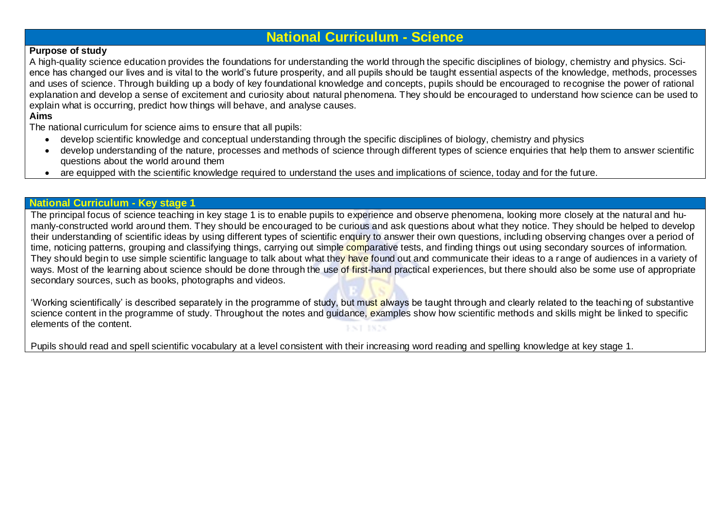# National Curriculum - Science

**Purpose of study**

A high-quality science education provides the foundations for understanding the world through the specific disciplines of biology, chemistry and physics. Science has changed our lives and is vital to the world's future prosperity, and all pupils should be taught essential aspects of the knowledge, methods, processes and uses of science. Through building up a body of key foundational knowledge and concepts, pupils should be encouraged to recognise the power of rational explanation and develop a sense of excitement and curiosity about natural phenomena. They should be encouraged to understand how science can be used to explain what is occurring, predict how things will behave, and analyse causes.

**Aims**

The national curriculum for science aims to ensure that all pupils:

- develop scientific knowledge and conceptual understanding through the specific disciplines of biology, chemistry and physics
- develop understanding of the nature, processes and methods of science through different types of science enquiries that help them to answer scientific questions about the world around them
- are equipped with the scientific knowledge required to understand the uses and implications of science, today and for the future.

## National Curriculum - Key stage 1

The principal focus of science teaching in key stage 1 is to enable pupils to experience and observe phenomena, looking more closely at the natural and humanly-constructed world around them. They should be encouraged to be curious and ask questions about what they notice. They should be helped to develop their understanding of scientific ideas by using different types of scientific enquiry to answer their own questions, including observing changes over a period of time, noticing patterns, grouping and classifying things, carrying out simple comparative tests, and finding things out using secondary sources of information. They should begin to use simple scientific language to talk about what they have found out and communicate their ideas to a range of audiences in a variety of ways. Most of the learning about science should be done through the use of first-hand practical experiences, but there should also be some use of appropriate secondary sources, such as books, photographs and videos.

'Working scientifically' is described separately in the programme of study, but must always be taught through and clearly related to the teaching of substantive science content in the programme of study. Throughout the notes and guidance, examples show how scientific methods and skills might be linked to specific elements of the content.

Pupils should read and spell scientific vocabulary at a level consistent with their increasing word reading and spelling knowledge at key stage 1.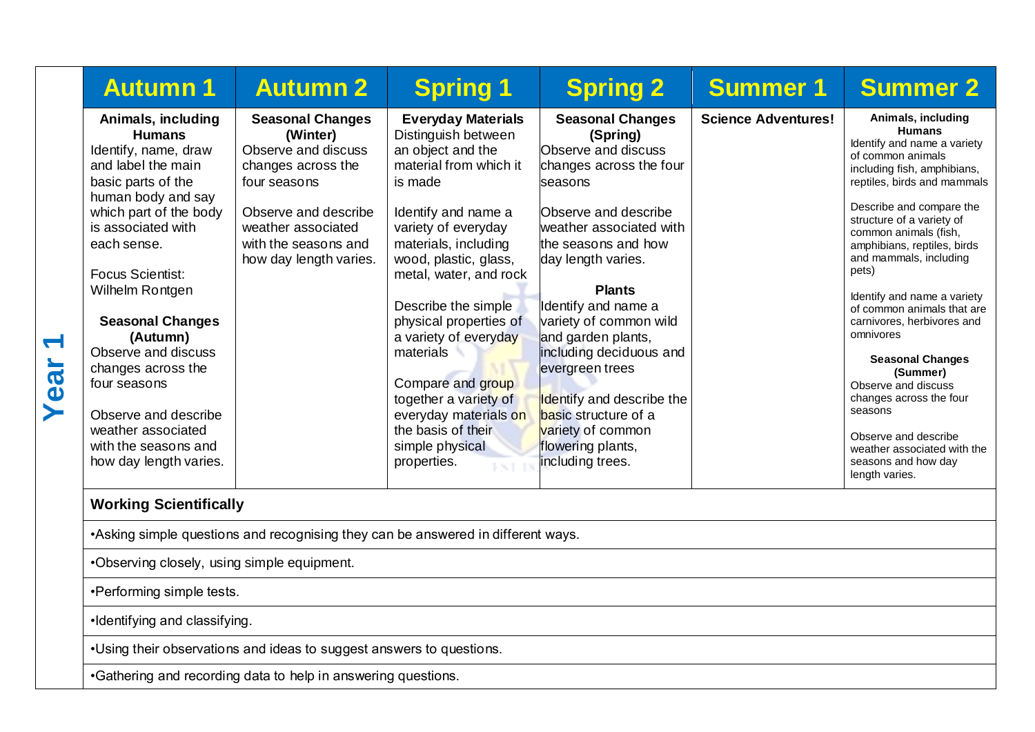| Year 1 | Autumn 1 | Autumn 2 | Spring 1 | Spring 2 | Summer 1 | Summer 2 |
|---|---|---|---|---|---|---|
| | **Animals, including Humans**<br>Identify, name, draw and label the main basic parts of the human body and say which part of the body is associated with each sense.<br><br>Focus Scientist: Wilhelm Rontgen<br><br>**Seasonal Changes (Autumn)**<br>Observe and discuss changes across the four seasons<br><br>Observe and describe weather associated with the seasons and how day length varies. | **Seasonal Changes (Winter)**<br>Observe and discuss changes across the four seasons<br><br>Observe and describe weather associated with the seasons and how day length varies. | **Everyday Materials**<br>Distinguish between an object and the material from which it is made<br><br>Identify and name a variety of everyday materials, including wood, plastic, glass, metal, water, and rock<br><br>Describe the simple physical properties of a variety of everyday materials<br><br>Compare and group together a variety of everyday materials on the basis of their simple physical properties. | **Seasonal Changes (Spring)**<br>Observe and discuss changes across the four seasons<br><br>Observe and describe weather associated with the seasons and how day length varies.<br><br>**Plants**<br>Identify and name a variety of common wild and garden plants, including deciduous and evergreen trees<br><br>Identify and describe the basic structure of a variety of common flowering plants, including trees. | **Science Adventures!** | **Animals, including Humans**<br>Identify and name a variety of common animals including fish, amphibians, reptiles, birds and mammals<br><br>Describe and compare the structure of a variety of common animals (fish, amphibians, reptiles, birds and mammals, including pets)<br><br>Identify and name a variety of common animals that are carnivores, herbivores and omnivores<br><br>**Seasonal Changes (Summer)**<br>Observe and discuss changes across the four seasons<br><br>Observe and describe weather associated with the seasons and how day length varies. |
| | **Working Scientifically** | | | | | |
| | •Asking simple questions and recognising they can be answered in different ways. | | | | | |
| | •Observing closely, using simple equipment. | | | | | |
| | •Performing simple tests. | | | | | |
| | •Identifying and classifying. | | | | | |
| | •Using their observations and ideas to suggest answers to questions. | | | | | |
| | •Gathering and recording data to help in answering questions. | | | | | |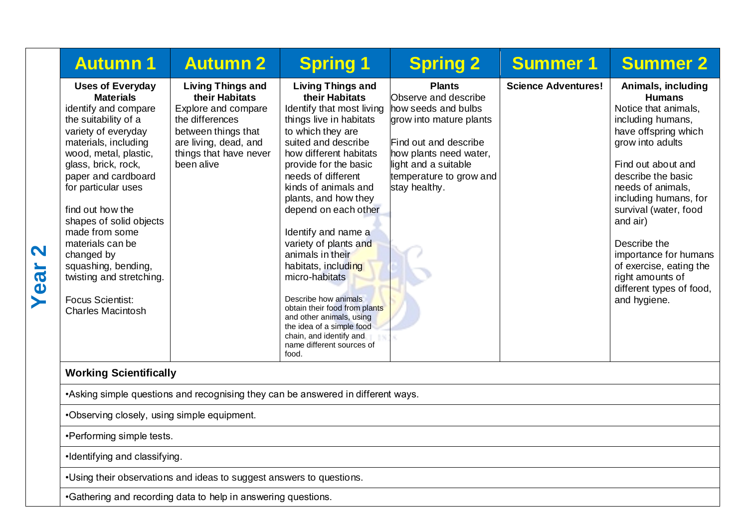| Year 2 | Autumn 1 | Autumn 2 | Spring 1 | Spring 2 | Summer 1 | Summer 2 |
|---|---|---|---|---|---|---|
| | **Uses of Everyday Materials**<br>identify and compare the suitability of a variety of everyday materials, including wood, metal, plastic, glass, brick, rock, paper and cardboard for particular uses<br><br>find out how the shapes of solid objects made from some materials can be changed by squashing, bending, twisting and stretching.<br><br>Focus Scientist: Charles Macintosh | **Living Things and their Habitats**<br>Explore and compare the differences between things that are living, dead, and things that have never been alive | **Living Things and their Habitats**<br>Identify that most living things live in habitats to which they are suited and describe how different habitats provide for the basic needs of different kinds of animals and plants, and how they depend on each other<br><br>Identify and name a variety of plants and animals in their habitats, including micro-habitats<br><br>Describe how animals obtain their food from plants and other animals, using the idea of a simple food chain, and identify and name different sources of food. | **Plants**<br>Observe and describe how seeds and bulbs grow into mature plants<br><br>Find out and describe how plants need water, light and a suitable temperature to grow and stay healthy. | **Science Adventures!** | **Animals, including Humans**<br>Notice that animals, including humans, have offspring which grow into adults<br><br>Find out about and describe the basic needs of animals, including humans, for survival (water, food and air)<br><br>Describe the importance for humans of exercise, eating the right amounts of different types of food, and hygiene. |
| | **Working Scientifically** | | | | | |
| | •Asking simple questions and recognising they can be answered in different ways. | | | | | |
| | •Observing closely, using simple equipment. | | | | | |
| | •Performing simple tests. | | | | | |
| | •Identifying and classifying. | | | | | |
| | •Using their observations and ideas to suggest answers to questions. | | | | | |
| | •Gathering and recording data to help in answering questions. | | | | | |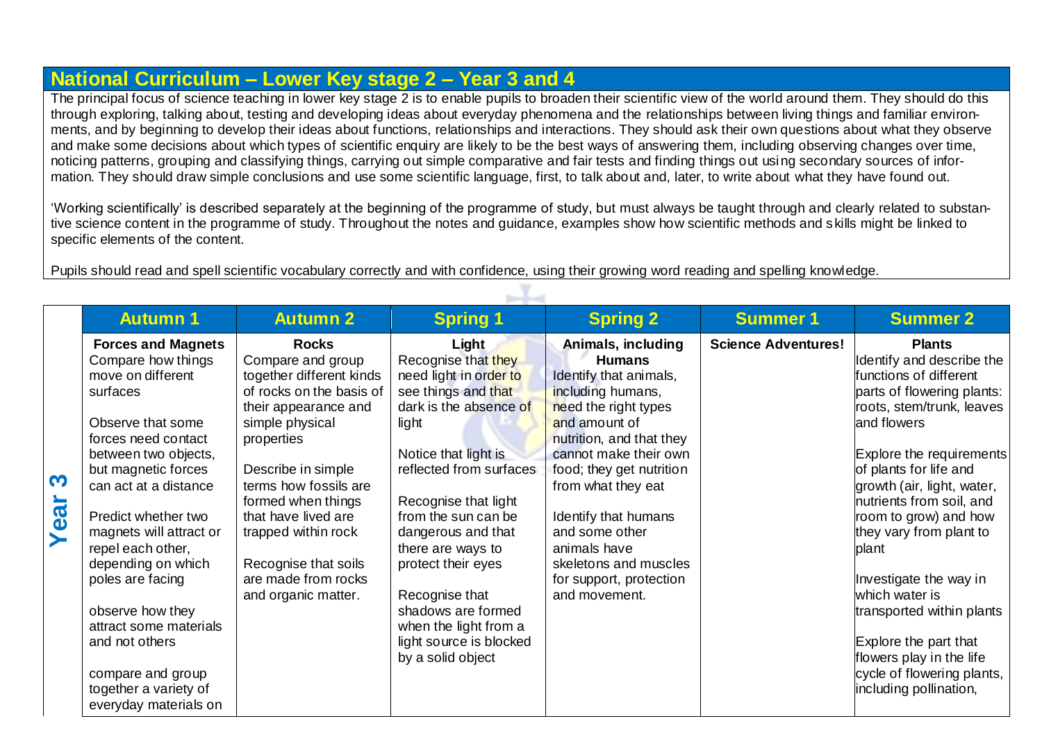## National Curriculum – Lower Key stage 2 – Year 3 and 4

The principal focus of science teaching in lower key stage 2 is to enable pupils to broaden their scientific view of the world around them. They should do this through exploring, talking about, testing and developing ideas about everyday phenomena and the relationships between living things and familiar environments, and by beginning to develop their ideas about functions, relationships and interactions. They should ask their own questions about what they observe and make some decisions about which types of scientific enquiry are likely to be the best ways of answering them, including observing changes over time, noticing patterns, grouping and classifying things, carrying out simple comparative and fair tests and finding things out using secondary sources of information. They should draw simple conclusions and use some scientific language, first, to talk about and, later, to write about what they have found out.

'Working scientifically' is described separately at the beginning of the programme of study, but must always be taught through and clearly related to substantive science content in the programme of study. Throughout the notes and guidance, examples show how scientific methods and skills might be linked to specific elements of the content.

Pupils should read and spell scientific vocabulary correctly and with confidence, using their growing word reading and spelling knowledge.

| | Autumn 1 | Autumn 2 | Spring 1 | Spring 2 | Summer 1 | Summer 2 |
|---|---|---|---|---|---|---|
| **Year 3** | **Forces and Magnets**<br>Compare how things move on different surfaces<br><br>Observe that some forces need contact between two objects, but magnetic forces can act at a distance<br><br>Predict whether two magnets will attract or repel each other, depending on which poles are facing<br><br>observe how they attract some materials and not others<br><br>compare and group together a variety of everyday materials on | **Rocks**<br>Compare and group together different kinds of rocks on the basis of their appearance and simple physical properties<br><br>Describe in simple terms how fossils are formed when things that have lived are trapped within rock<br><br>Recognise that soils are made from rocks and organic matter. | **Light**<br>Recognise that they need light in order to see things and that dark is the absence of light<br><br>Notice that light is reflected from surfaces<br><br>Recognise that light from the sun can be dangerous and that there are ways to protect their eyes<br><br>Recognise that shadows are formed when the light from a light source is blocked by a solid object | **Animals, including Humans**<br>Identify that animals, including humans, need the right types and amount of nutrition, and that they cannot make their own food; they get nutrition from what they eat<br><br>Identify that humans and some other animals have skeletons and muscles for support, protection and movement. | **Science Adventures!** | **Plants**<br>Identify and describe the functions of different parts of flowering plants: roots, stem/trunk, leaves and flowers<br><br>Explore the requirements of plants for life and growth (air, light, water, nutrients from soil, and room to grow) and how they vary from plant to plant<br><br>Investigate the way in which water is transported within plants<br><br>Explore the part that flowers play in the life cycle of flowering plants, including pollination, |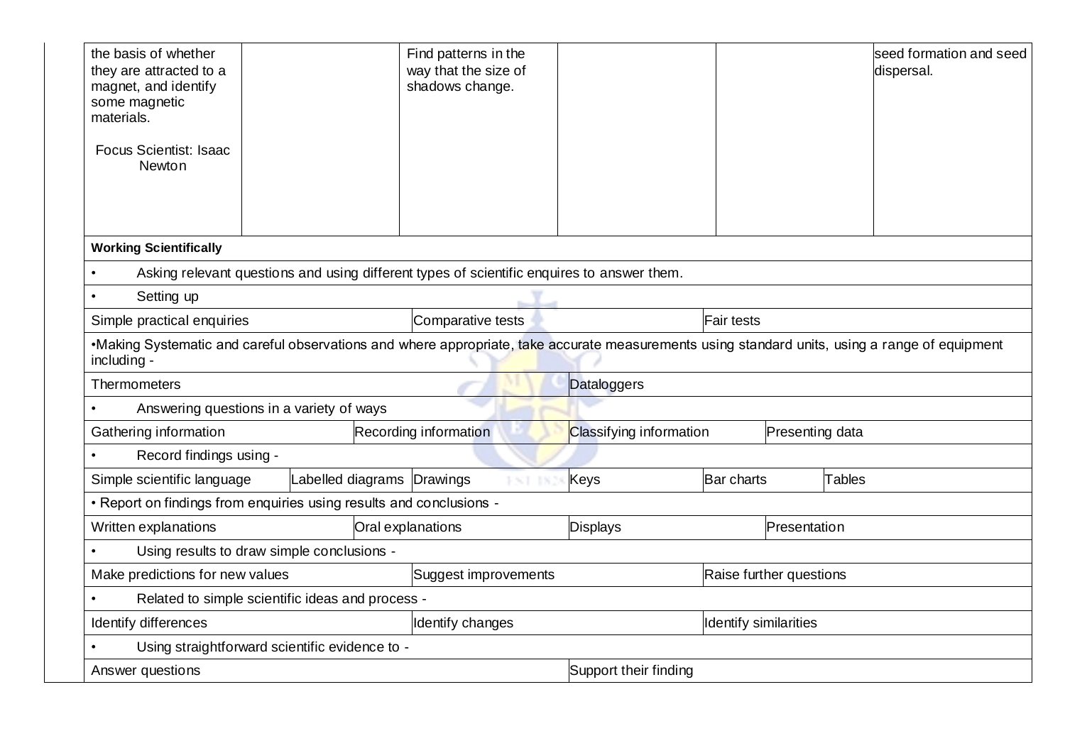| | | | | | |
|---|---|---|---|---|---|
| the basis of whether they are attracted to a magnet, and identify some magnetic materials.<br><br>Focus Scientist: Isaac Newton | | Find patterns in the way that the size of shadows change. | | | seed formation and seed dispersal. |

**Working Scientifically**

- Asking relevant questions and using different types of scientific enquires to answer them.
- Setting up

| | | |
|---|---|---|
| Simple practical enquiries | Comparative tests | Fair tests |

•Making Systematic and careful observations and where appropriate, take accurate measurements using standard units, using a range of equipment including -

| | |
|---|---|
| Thermometers | Dataloggers |

- Answering questions in a variety of ways

| | | | |
|---|---|---|---|
| Gathering information | Recording information | Classifying information | Presenting data |

- Record findings using -

| | | | | | |
|---|---|---|---|---|---|
| Simple scientific language | Labelled diagrams | Drawings | Keys | Bar charts | Tables |

• Report on findings from enquiries using results and conclusions -

| | | | |
|---|---|---|---|
| Written explanations | Oral explanations | Displays | Presentation |

- Using results to draw simple conclusions -

| | | |
|---|---|---|
| Make predictions for new values | Suggest improvements | Raise further questions |

- Related to simple scientific ideas and process -

| | | |
|---|---|---|
| Identify differences | Identify changes | Identify similarities |

- Using straightforward scientific evidence to -

| | |
|---|---|
| Answer questions | Support their finding |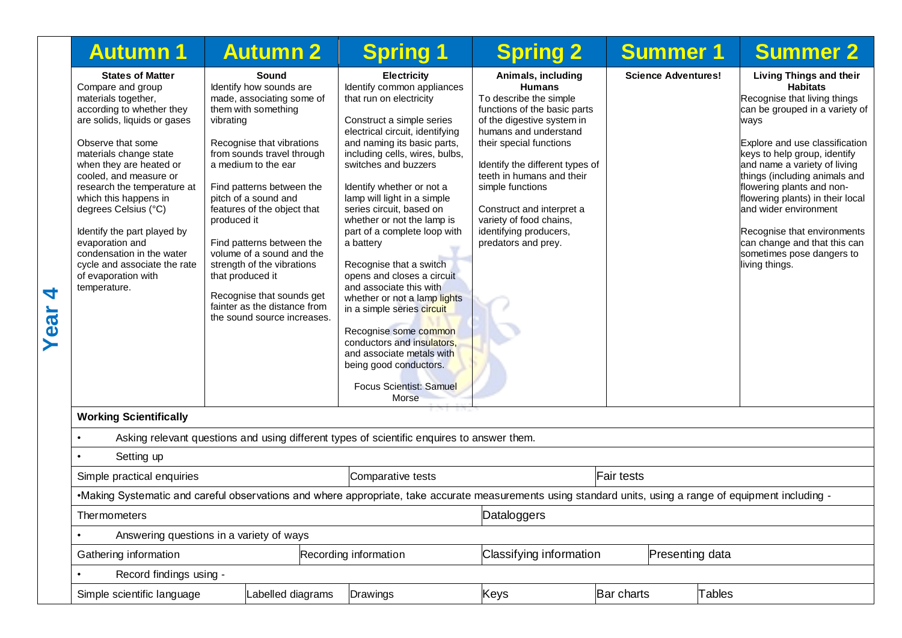# Year 4

| Autumn 1 | Autumn 2 | Spring 1 | Spring 2 | Summer 1 | Summer 2 |
|---|---|---|---|---|---|
| **States of Matter**<br>Compare and group materials together, according to whether they are solids, liquids or gases<br><br>Observe that some materials change state when they are heated or cooled, and measure or research the temperature at which this happens in degrees Celsius (°C)<br><br>Identify the part played by evaporation and condensation in the water cycle and associate the rate of evaporation with temperature. | **Sound**<br>Identify how sounds are made, associating some of them with something vibrating<br><br>Recognise that vibrations from sounds travel through a medium to the ear<br><br>Find patterns between the pitch of a sound and features of the object that produced it<br><br>Find patterns between the volume of a sound and the strength of the vibrations that produced it<br><br>Recognise that sounds get fainter as the distance from the sound source increases. | **Electricity**<br>Identify common appliances that run on electricity<br><br>Construct a simple series electrical circuit, identifying and naming its basic parts, including cells, wires, bulbs, switches and buzzers<br><br>Identify whether or not a lamp will light in a simple series circuit, based on whether or not the lamp is part of a complete loop with a battery<br><br>Recognise that a switch opens and closes a circuit and associate this with whether or not a lamp lights in a simple series circuit<br><br>Recognise some common conductors and insulators, and associate metals with being good conductors.<br><br>Focus Scientist: Samuel Morse | **Animals, including Humans**<br>To describe the simple functions of the basic parts of the digestive system in humans and understand their special functions<br><br>Identify the different types of teeth in humans and their simple functions<br><br>Construct and interpret a variety of food chains, identifying producers, predators and prey. | **Science Adventures!** | **Living Things and their Habitats**<br>Recognise that living things can be grouped in a variety of ways<br><br>Explore and use classification keys to help group, identify and name a variety of living things (including animals and flowering plants and non-flowering plants) in their local and wider environment<br><br>Recognise that environments can change and that this can sometimes pose dangers to living things. |

**Working Scientifically**

- Asking relevant questions and using different types of scientific enquires to answer them.
- Setting up

| Simple practical enquiries | Comparative tests | Fair tests |
|---|---|---|

- Making Systematic and careful observations and where appropriate, take accurate measurements using standard units, using a range of equipment including -

| Thermometers | Dataloggers |
|---|---|

- Answering questions in a variety of ways

| Gathering information | Recording information | Classifying information | Presenting data |
|---|---|---|---|

- Record findings using -

| Simple scientific language | Labelled diagrams | Drawings | Keys | Bar charts | Tables |
|---|---|---|---|---|---|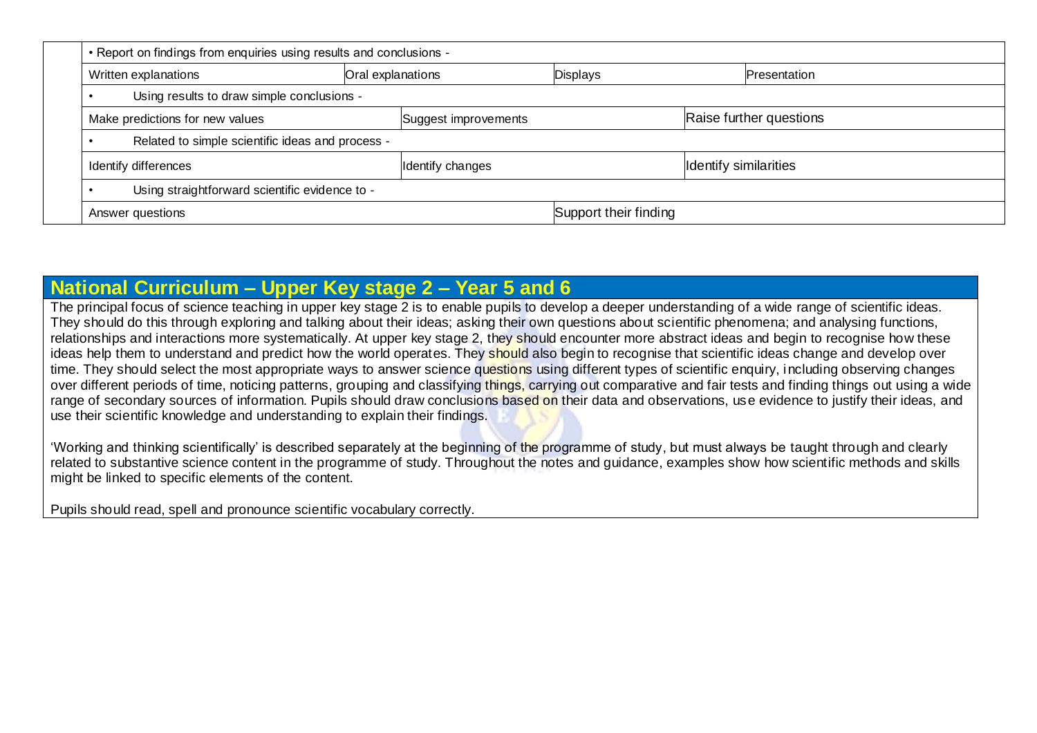| | • Report on findings from enquiries using results and conclusions - | | | | | |
|---|---|---|---|---|---|---|
| | Written explanations | Oral explanations | | Displays | | Presentation |
| | • Using results to draw simple conclusions - | | | | | |
| | Make predictions for new values | | Suggest improvements | | Raise further questions | |
| | • Related to simple scientific ideas and process - | | | | | |
| | Identify differences | | Identify changes | | Identify similarities | |
| | • Using straightforward scientific evidence to - | | | | | |
| | Answer questions | | | Support their finding | | |

## National Curriculum – Upper Key stage 2 – Year 5 and 6

The principal focus of science teaching in upper key stage 2 is to enable pupils to develop a deeper understanding of a wide range of scientific ideas. They should do this through exploring and talking about their ideas; asking their own questions about scientific phenomena; and analysing functions, relationships and interactions more systematically. At upper key stage 2, they should encounter more abstract ideas and begin to recognise how these ideas help them to understand and predict how the world operates. They should also begin to recognise that scientific ideas change and develop over time. They should select the most appropriate ways to answer science questions using different types of scientific enquiry, including observing changes over different periods of time, noticing patterns, grouping and classifying things, carrying out comparative and fair tests and finding things out using a wide range of secondary sources of information. Pupils should draw conclusions based on their data and observations, use evidence to justify their ideas, and use their scientific knowledge and understanding to explain their findings.

'Working and thinking scientifically' is described separately at the beginning of the programme of study, but must always be taught through and clearly related to substantive science content in the programme of study. Throughout the notes and guidance, examples show how scientific methods and skills might be linked to specific elements of the content.

Pupils should read, spell and pronounce scientific vocabulary correctly.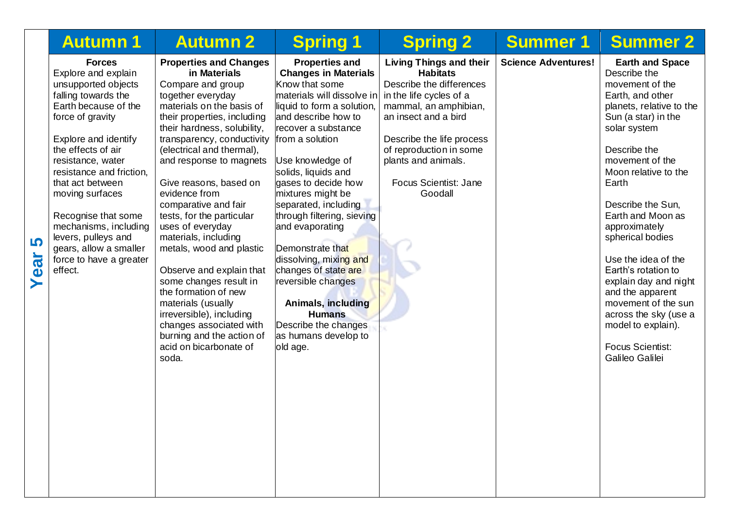| | Autumn 1 | Autumn 2 | Spring 1 | Spring 2 | Summer 1 | Summer 2 |
|---|---|---|---|---|---|---|
| **Year 5** | **Forces**<br>Explore and explain unsupported objects falling towards the Earth because of the force of gravity<br><br>Explore and identify the effects of air resistance, water resistance and friction, that act between moving surfaces<br><br>Recognise that some mechanisms, including levers, pulleys and gears, allow a smaller force to have a greater effect. | **Properties and Changes in Materials**<br>Compare and group together everyday materials on the basis of their properties, including their hardness, solubility, transparency, conductivity (electrical and thermal), and response to magnets<br><br>Give reasons, based on evidence from comparative and fair tests, for the particular uses of everyday materials, including metals, wood and plastic<br><br>Observe and explain that some changes result in the formation of new materials (usually irreversible), including changes associated with burning and the action of acid on bicarbonate of soda. | **Properties and Changes in Materials**<br>Know that some materials will dissolve in liquid to form a solution, and describe how to recover a substance from a solution<br><br>Use knowledge of solids, liquids and gases to decide how mixtures might be separated, including through filtering, sieving and evaporating<br><br>Demonstrate that dissolving, mixing and changes of state are reversible changes<br><br>**Animals, including Humans**<br>Describe the changes as humans develop to old age. | **Living Things and their Habitats**<br>Describe the differences in the life cycles of a mammal, an amphibian, an insect and a bird<br><br>Describe the life process of reproduction in some plants and animals.<br><br>Focus Scientist: Jane Goodall | **Science Adventures!** | **Earth and Space**<br>Describe the movement of the Earth, and other planets, relative to the Sun (a star) in the solar system<br><br>Describe the movement of the Moon relative to the Earth<br><br>Describe the Sun, Earth and Moon as approximately spherical bodies<br><br>Use the idea of the Earth's rotation to explain day and night and the apparent movement of the sun across the sky (use a model to explain).<br><br>Focus Scientist: Galileo Galilei |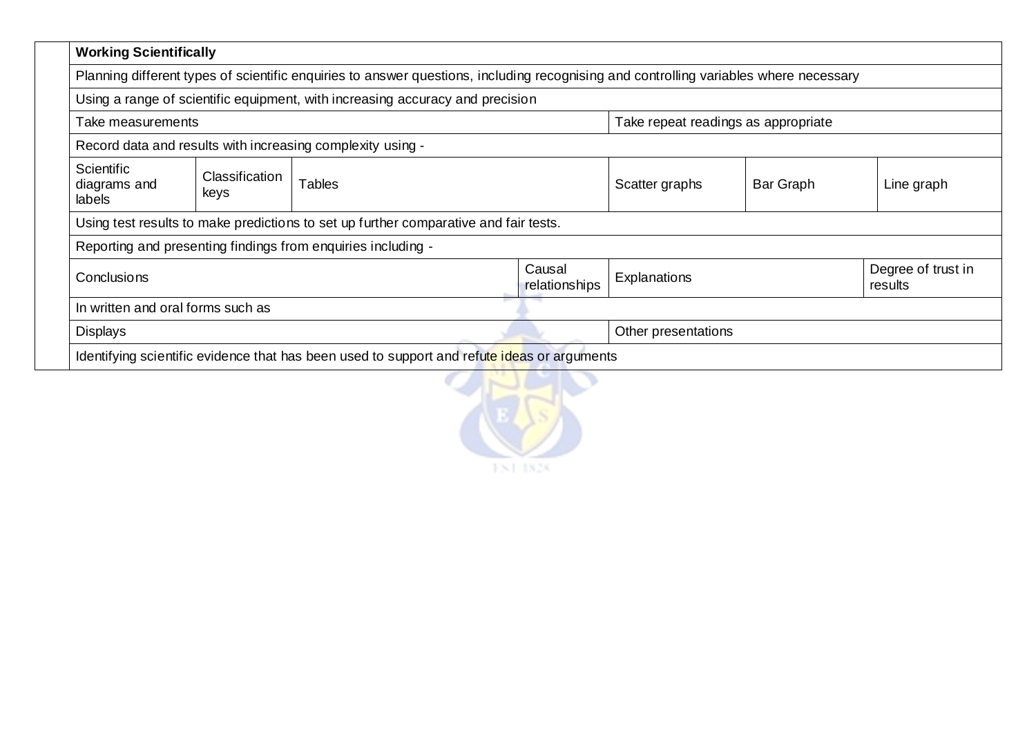|  | Working Scientifically | | | | | | | |
|---|---|---|---|---|---|---|---|---|
|  | Planning different types of scientific enquiries to answer questions, including recognising and controlling variables where necessary | | | | | | | |
|  | Using a range of scientific equipment, with increasing accuracy and precision | | | | | | | |
|  | Take measurements | | | | Take repeat readings as appropriate | | | |
|  | Record data and results with increasing complexity using - | | | | | | | |
|  | Scientific diagrams and labels | Classification keys | Tables | | Scatter graphs | Bar Graph | | Line graph |
|  | Using test results to make predictions to set up further comparative and fair tests. | | | | | | | |
|  | Reporting and presenting findings from enquiries including - | | | | | | | |
|  | Conclusions | | | Causal relationships | Explanations | | Degree of trust in results | |
|  | In written and oral forms such as | | | | | | | |
|  | Displays | | | | Other presentations | | | |
|  | Identifying scientific evidence that has been used to support and refute ideas or arguments | | | | | | | |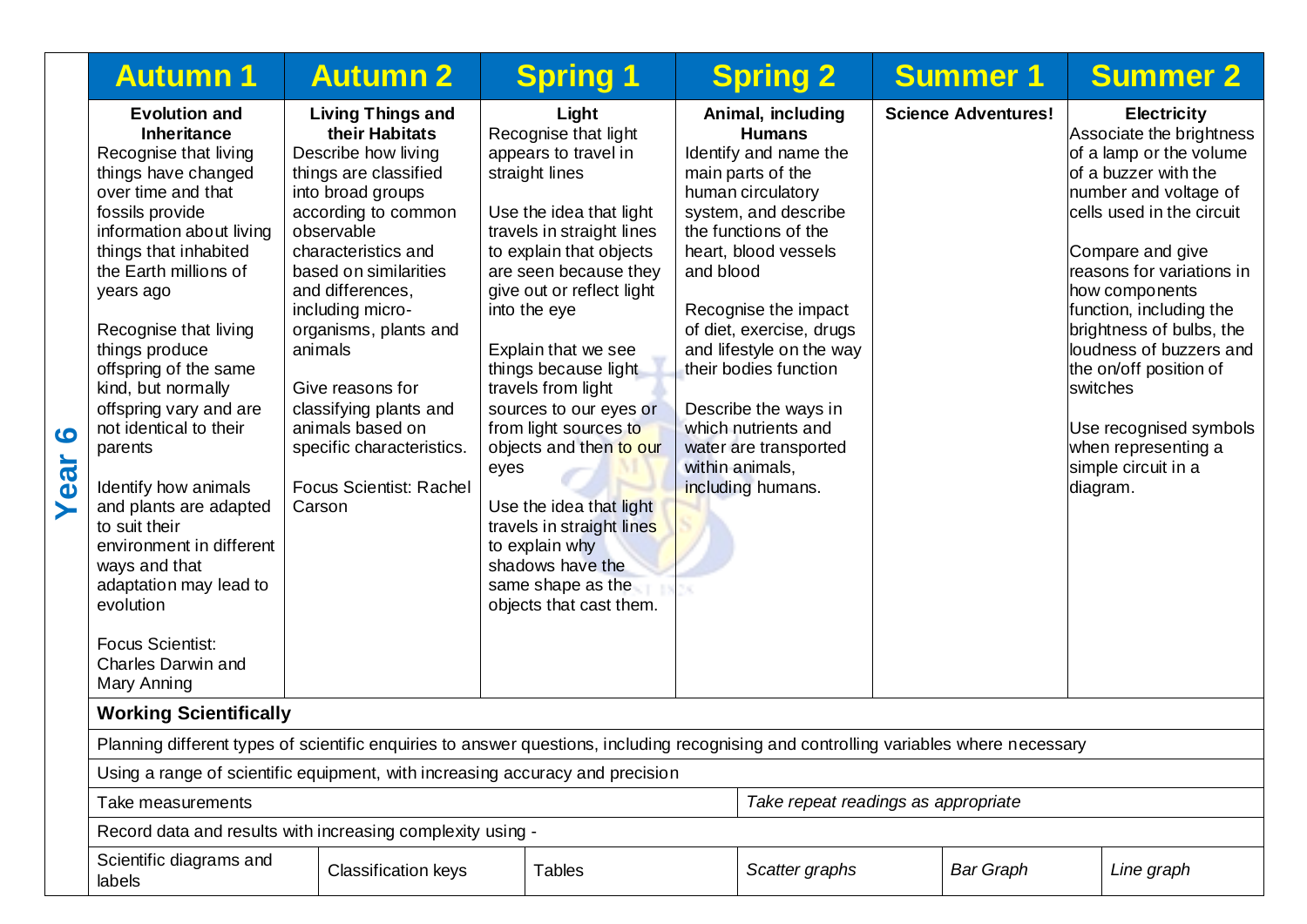## Year 6

| Autumn 1 | Autumn 2 | Spring 1 | Spring 2 | Summer 1 | Summer 2 |
|---|---|---|---|---|---|
| **Evolution and Inheritance**<br>Recognise that living things have changed over time and that fossils provide information about living things that inhabited the Earth millions of years ago<br><br>Recognise that living things produce offspring of the same kind, but normally offspring vary and are not identical to their parents<br><br>Identify how animals and plants are adapted to suit their environment in different ways and that adaptation may lead to evolution<br><br>Focus Scientist: Charles Darwin and Mary Anning | **Living Things and their Habitats**<br>Describe how living things are classified into broad groups according to common observable characteristics and based on similarities and differences, including micro-organisms, plants and animals<br><br>Give reasons for classifying plants and animals based on specific characteristics.<br><br>Focus Scientist: Rachel Carson | **Light**<br>Recognise that light appears to travel in straight lines<br><br>Use the idea that light travels in straight lines to explain that objects are seen because they give out or reflect light into the eye<br><br>Explain that we see things because light travels from light sources to our eyes or from light sources to objects and then to our eyes<br><br>Use the idea that light travels in straight lines to explain why shadows have the same shape as the objects that cast them. | **Animal, including Humans**<br>Identify and name the main parts of the human circulatory system, and describe the functions of the heart, blood vessels and blood<br><br>Recognise the impact of diet, exercise, drugs and lifestyle on the way their bodies function<br><br>Describe the ways in which nutrients and water are transported within animals, including humans. | **Science Adventures!** | **Electricity**<br>Associate the brightness of a lamp or the volume of a buzzer with the number and voltage of cells used in the circuit<br><br>Compare and give reasons for variations in how components function, including the brightness of bulbs, the loudness of buzzers and the on/off position of switches<br><br>Use recognised symbols when representing a simple circuit in a diagram. |

**Working Scientifically**

Planning different types of scientific enquiries to answer questions, including recognising and controlling variables where necessary

Using a range of scientific equipment, with increasing accuracy and precision

| Take measurements | *Take repeat readings as appropriate* |
|---|---|

Record data and results with increasing complexity using -

| Scientific diagrams and labels | Classification keys | Tables | *Scatter graphs* | *Bar Graph* | *Line graph* |
|---|---|---|---|---|---|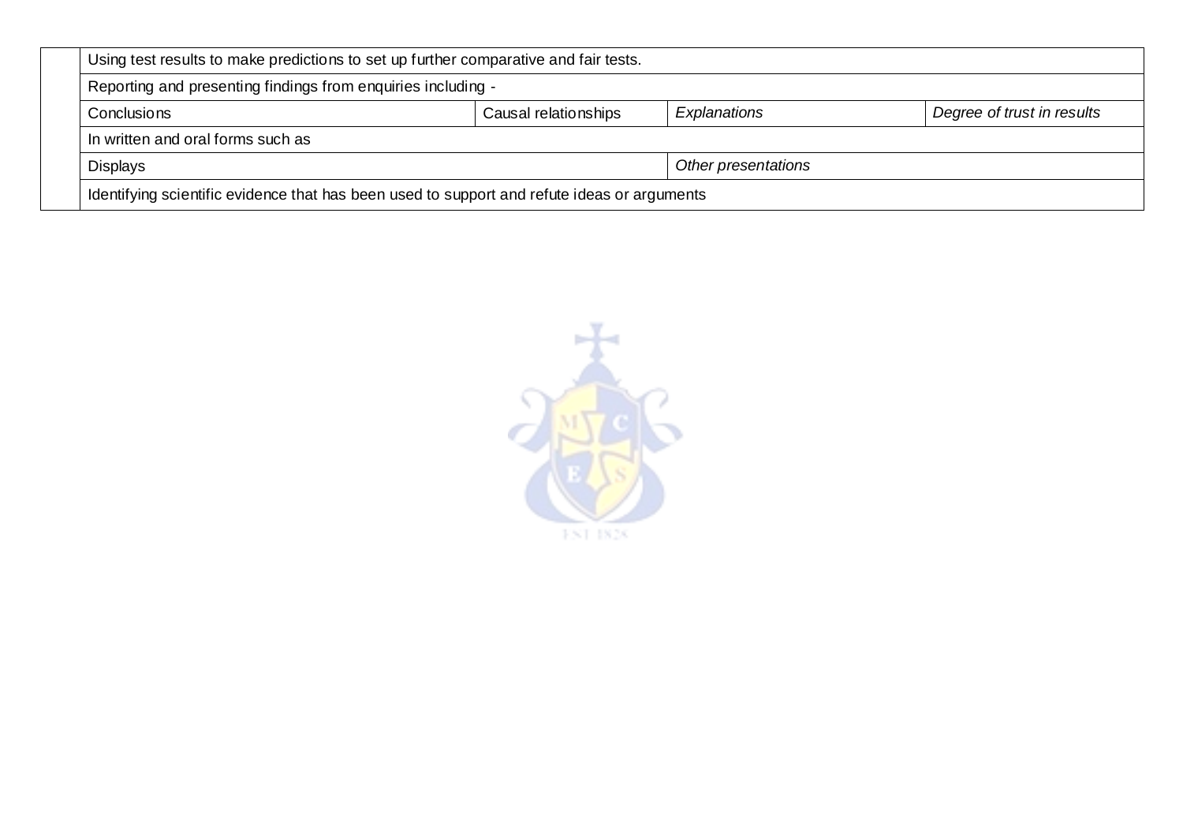| | | | | |
|---|---|---|---|---|
| | Using test results to make predictions to set up further comparative and fair tests. | | | |
| | Reporting and presenting findings from enquiries including - | | | |
| | Conclusions | Causal relationships | *Explanations* | *Degree of trust in results* |
| | In written and oral forms such as | | | |
| | Displays | | *Other presentations* | |
| | Identifying scientific evidence that has been used to support and refute ideas or arguments | | | |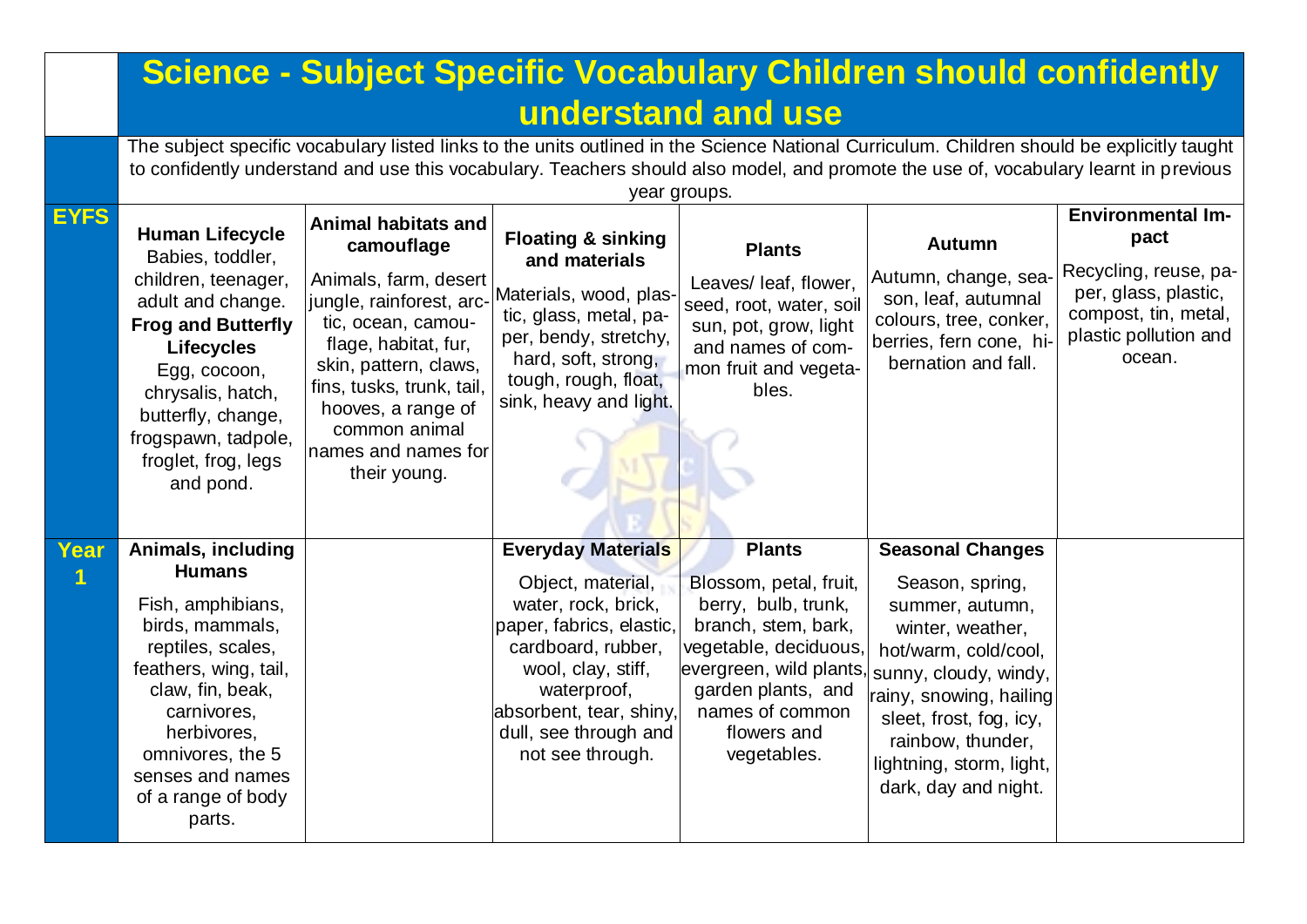# Science - Subject Specific Vocabulary Children should confidently understand and use

The subject specific vocabulary listed links to the units outlined in the Science National Curriculum. Children should be explicitly taught to confidently understand and use this vocabulary. Teachers should also model, and promote the use of, vocabulary learnt in previous year groups.

| | | | | | | |
|---|---|---|---|---|---|---|
| **EYFS** | **Human Lifecycle** Babies, toddler, children, teenager, adult and change. **Frog and Butterfly Lifecycles** Egg, cocoon, chrysalis, hatch, butterfly, change, frogspawn, tadpole, froglet, frog, legs and pond. | **Animal habitats and camouflage** Animals, farm, desert jungle, rainforest, arctic, ocean, camouflage, habitat, fur, skin, pattern, claws, fins, tusks, trunk, tail, hooves, a range of common animal names and names for their young. | **Floating & sinking and materials** Materials, wood, plastic, glass, metal, paper, bendy, stretchy, hard, soft, strong, tough, rough, float, sink, heavy and light. | **Plants** Leaves/ leaf, flower, seed, root, water, soil sun, pot, grow, light and names of common fruit and vegetables. | **Autumn** Autumn, change, season, leaf, autumnal colours, tree, conker, berries, fern cone, hibernation and fall. | **Environmental Impact** Recycling, reuse, paper, glass, plastic, compost, tin, metal, plastic pollution and ocean. |
| **Year 1** | **Animals, including Humans** Fish, amphibians, birds, mammals, reptiles, scales, feathers, wing, tail, claw, fin, beak, carnivores, herbivores, omnivores, the 5 senses and names of a range of body parts. | | **Everyday Materials** Object, material, water, rock, brick, paper, fabrics, elastic, cardboard, rubber, wool, clay, stiff, waterproof, absorbent, tear, shiny, dull, see through and not see through. | **Plants** Blossom, petal, fruit, berry, bulb, trunk, branch, stem, bark, vegetable, deciduous, evergreen, wild plants, garden plants, and names of common flowers and vegetables. | **Seasonal Changes** Season, spring, summer, autumn, winter, weather, hot/warm, cold/cool, sunny, cloudy, windy, rainy, snowing, hailing sleet, frost, fog, icy, rainbow, thunder, lightning, storm, light, dark, day and night. | |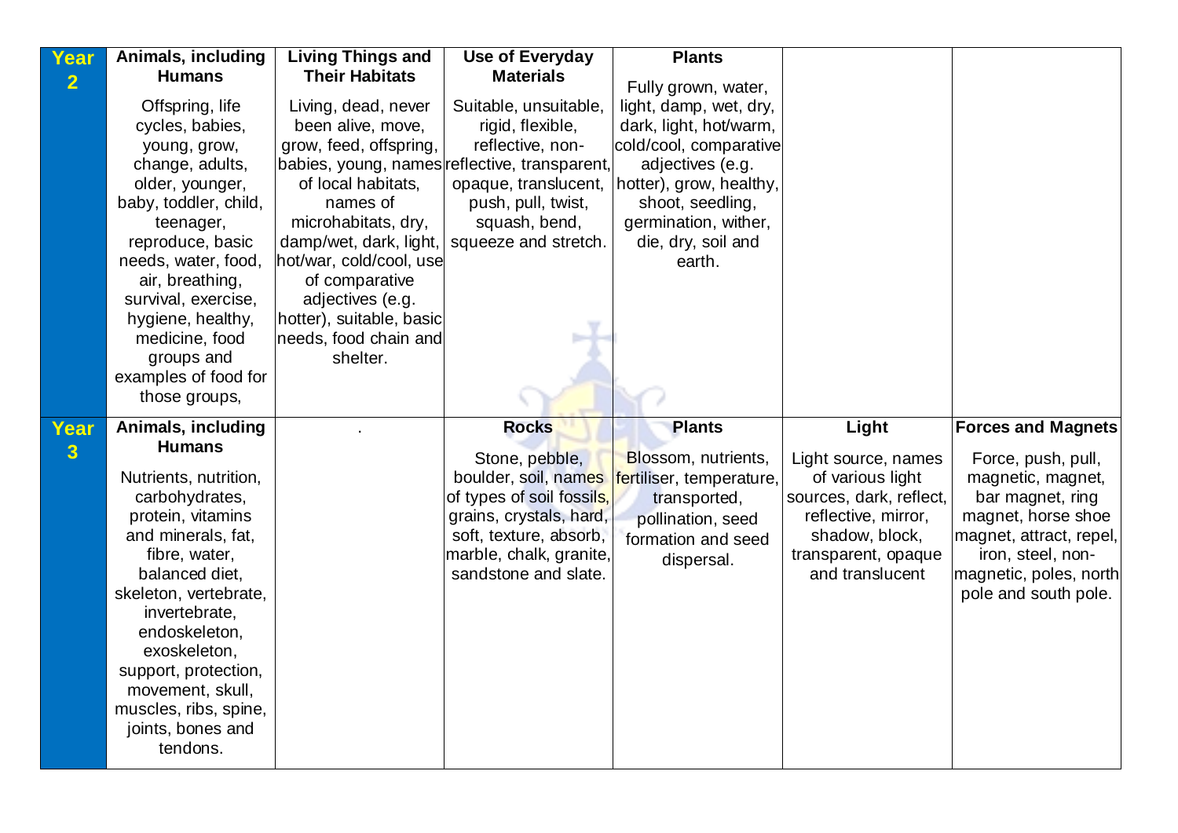| Year 2 | **Animals, including Humans**<br><br>Offspring, life cycles, babies, young, grow, change, adults, older, younger, baby, toddler, child, teenager, reproduce, basic needs, water, food, air, breathing, survival, exercise, hygiene, healthy, medicine, food groups and examples of food for those groups, | **Living Things and Their Habitats**<br><br>Living, dead, never been alive, move, grow, feed, offspring, babies, young, names of local habitats, names of microhabitats, dry, damp/wet, dark, light, hot/war, cold/cool, use of comparative adjectives (e.g. hotter), suitable, basic needs, food chain and shelter. | **Use of Everyday Materials**<br><br>Suitable, unsuitable, rigid, flexible, reflective, non-reflective, transparent, opaque, translucent, push, pull, twist, squash, bend, squeeze and stretch. | **Plants**<br><br>Fully grown, water, light, damp, wet, dry, dark, light, hot/warm, cold/cool, comparative adjectives (e.g. hotter), grow, healthy, shoot, seedling, germination, wither, die, dry, soil and earth. | | |
|---|---|---|---|---|---|---|
| Year 3 | **Animals, including Humans**<br><br>Nutrients, nutrition, carbohydrates, protein, vitamins and minerals, fat, fibre, water, balanced diet, skeleton, vertebrate, invertebrate, endoskeleton, exoskeleton, support, protection, movement, skull, muscles, ribs, spine, joints, bones and tendons. | . | **Rocks**<br><br>Stone, pebble, boulder, soil, names of types of soil fossils, grains, crystals, hard, soft, texture, absorb, marble, chalk, granite, sandstone and slate. | **Plants**<br><br>Blossom, nutrients, fertiliser, temperature, transported, pollination, seed formation and seed dispersal. | **Light**<br><br>Light source, names of various light sources, dark, reflect, reflective, mirror, shadow, block, transparent, opaque and translucent | **Forces and Magnets**<br><br>Force, push, pull, magnetic, magnet, bar magnet, ring magnet, horse shoe magnet, attract, repel, iron, steel, non-magnetic, poles, north pole and south pole. |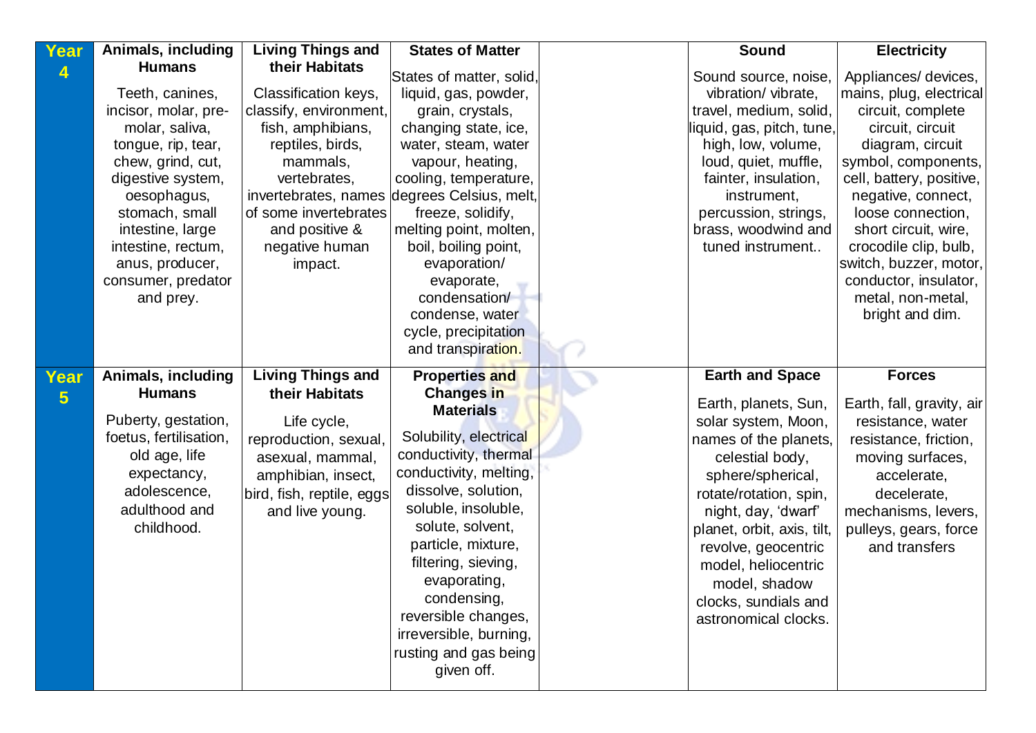| Year | Animals, including Humans | Living Things and their Habitats | States of Matter / Properties and Changes in Materials | | Sound / Earth and Space | Electricity / Forces |
|---|---|---|---|---|---|---|
| **Year 4** | **Animals, including Humans** Teeth, canines, incisor, molar, pre-molar, saliva, tongue, rip, tear, chew, grind, cut, digestive system, oesophagus, stomach, small intestine, large intestine, rectum, anus, producer, consumer, predator and prey. | **Living Things and their Habitats** Classification keys, classify, environment, fish, amphibians, reptiles, birds, mammals, vertebrates, invertebrates, names of some invertebrates and positive & negative human impact. | **States of Matter** States of matter, solid, liquid, gas, powder, grain, crystals, changing state, ice, water, steam, water vapour, heating, cooling, temperature, degrees Celsius, melt, freeze, solidify, melting point, molten, boil, boiling point, evaporation/ evaporate, condensation/ condense, water cycle, precipitation and transpiration. | | **Sound** Sound source, noise, vibration/ vibrate, travel, medium, solid, liquid, gas, pitch, tune, high, low, volume, loud, quiet, muffle, fainter, insulation, instrument, percussion, strings, brass, woodwind and tuned instrument.. | **Electricity** Appliances/ devices, mains, plug, electrical circuit, complete circuit, circuit diagram, circuit symbol, components, cell, battery, positive, negative, connect, loose connection, short circuit, wire, crocodile clip, bulb, switch, buzzer, motor, conductor, insulator, metal, non-metal, bright and dim. |
| **Year 5** | **Animals, including Humans** Puberty, gestation, foetus, fertilisation, old age, life expectancy, adolescence, adulthood and childhood. | **Living Things and their Habitats** Life cycle, reproduction, sexual, asexual, mammal, amphibian, insect, bird, fish, reptile, eggs and live young. | **Properties and Changes in Materials** Solubility, electrical conductivity, thermal conductivity, melting, dissolve, solution, soluble, insoluble, solute, solvent, particle, mixture, filtering, sieving, evaporating, condensing, reversible changes, irreversible, burning, rusting and gas being given off. | | **Earth and Space** Earth, planets, Sun, solar system, Moon, names of the planets, celestial body, sphere/spherical, rotate/rotation, spin, night, day, 'dwarf' planet, orbit, axis, tilt, revolve, geocentric model, heliocentric model, shadow clocks, sundials and astronomical clocks. | **Forces** Earth, fall, gravity, air resistance, water resistance, friction, moving surfaces, accelerate, decelerate, mechanisms, levers, pulleys, gears, force and transfers |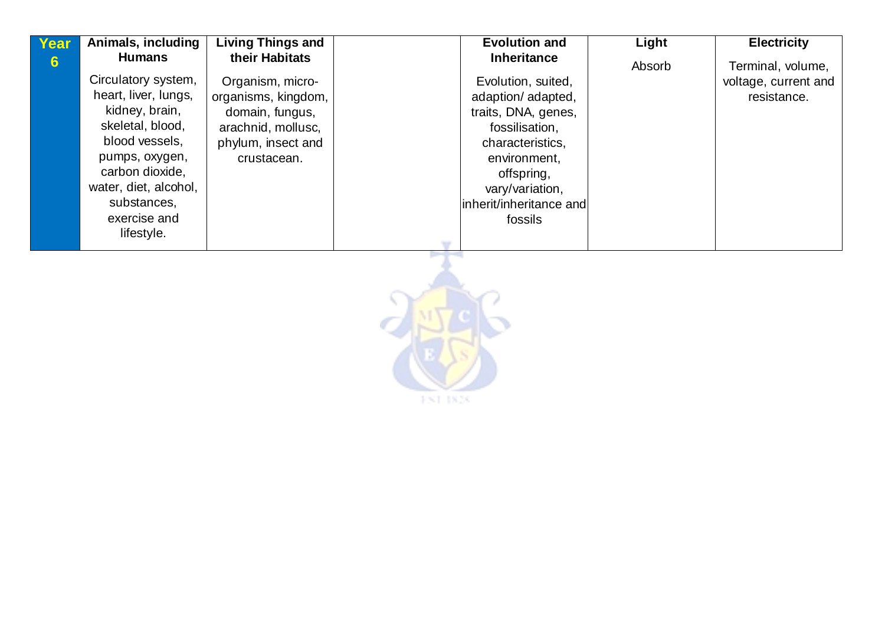| Year 6 | Animals, including Humans | Living Things and their Habitats | | Evolution and Inheritance | Light | Electricity |
|---|---|---|---|---|---|---|
| | Circulatory system, heart, liver, lungs, kidney, brain, skeletal, blood, blood vessels, pumps, oxygen, carbon dioxide, water, diet, alcohol, substances, exercise and lifestyle. | Organism, micro-organisms, kingdom, domain, fungus, arachnid, mollusc, phylum, insect and crustacean. | | Evolution, suited, adaption/ adapted, traits, DNA, genes, fossilisation, characteristics, environment, offspring, vary/variation, inherit/inheritance and fossils | Absorb | Terminal, volume, voltage, current and resistance. |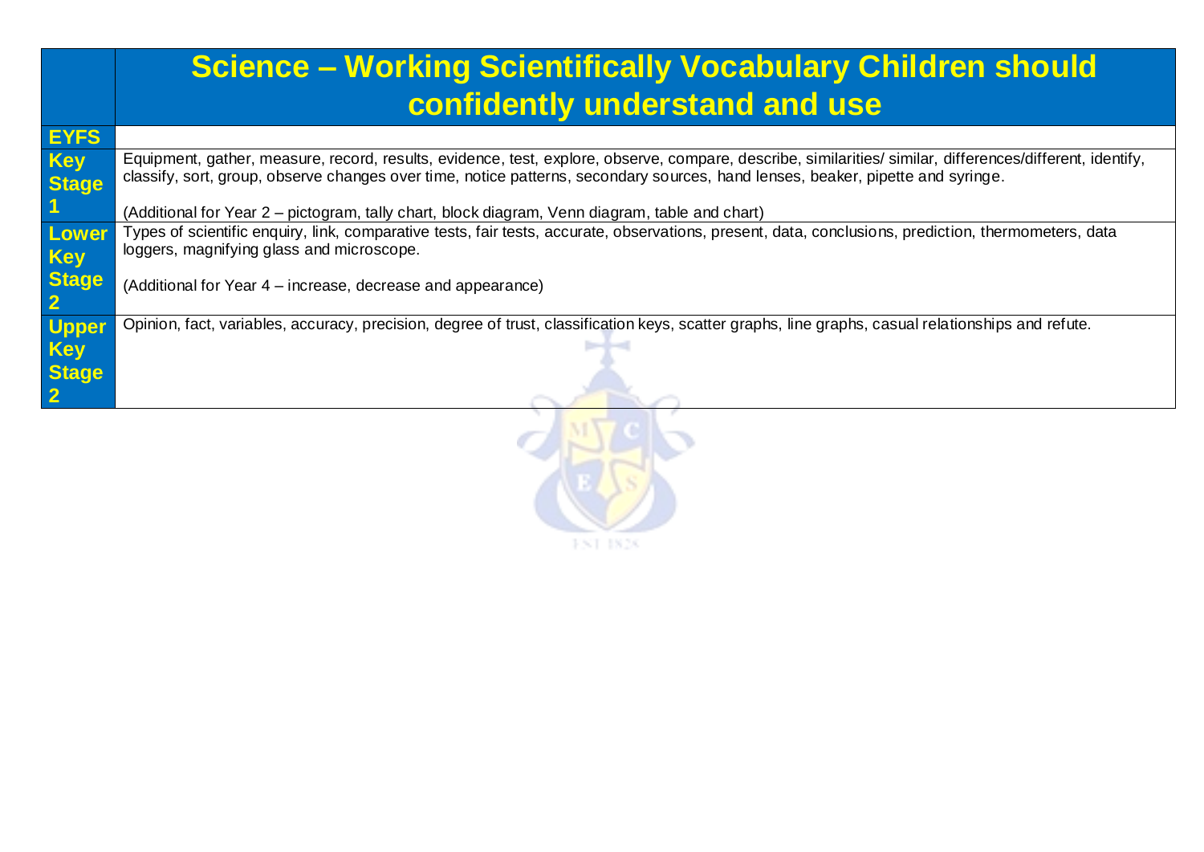| | Science – Working Scientifically Vocabulary Children should confidently understand and use |
|---|---|
| **EYFS** | |
| **Key Stage 1** | Equipment, gather, measure, record, results, evidence, test, explore, observe, compare, describe, similarities/ similar, differences/different, identify, classify, sort, group, observe changes over time, notice patterns, secondary sources, hand lenses, beaker, pipette and syringe.<br><br>(Additional for Year 2 – pictogram, tally chart, block diagram, Venn diagram, table and chart) |
| **Lower Key Stage 2** | Types of scientific enquiry, link, comparative tests, fair tests, accurate, observations, present, data, conclusions, prediction, thermometers, data loggers, magnifying glass and microscope.<br><br>(Additional for Year 4 – increase, decrease and appearance) |
| **Upper Key Stage 2** | Opinion, fact, variables, accuracy, precision, degree of trust, classification keys, scatter graphs, line graphs, casual relationships and refute. |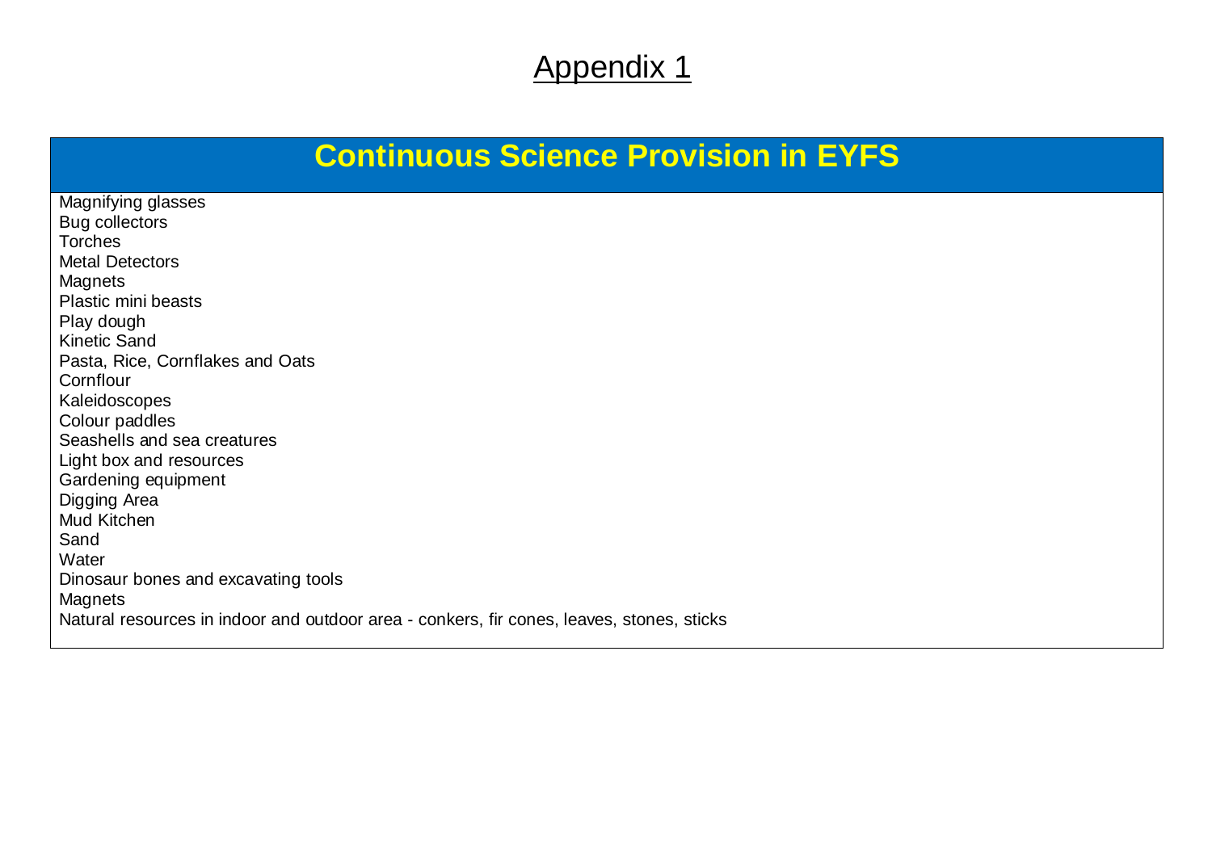# Appendix 1

| Continuous Science Provision in EYFS |
| --- |
| Magnifying glasses<br>Bug collectors<br>Torches<br>Metal Detectors<br>Magnets<br>Plastic mini beasts<br>Play dough<br>Kinetic Sand<br>Pasta, Rice, Cornflakes and Oats<br>Cornflour<br>Kaleidoscopes<br>Colour paddles<br>Seashells and sea creatures<br>Light box and resources<br>Gardening equipment<br>Digging Area<br>Mud Kitchen<br>Sand<br>Water<br>Dinosaur bones and excavating tools<br>Magnets<br>Natural resources in indoor and outdoor area - conkers, fir cones, leaves, stones, sticks |